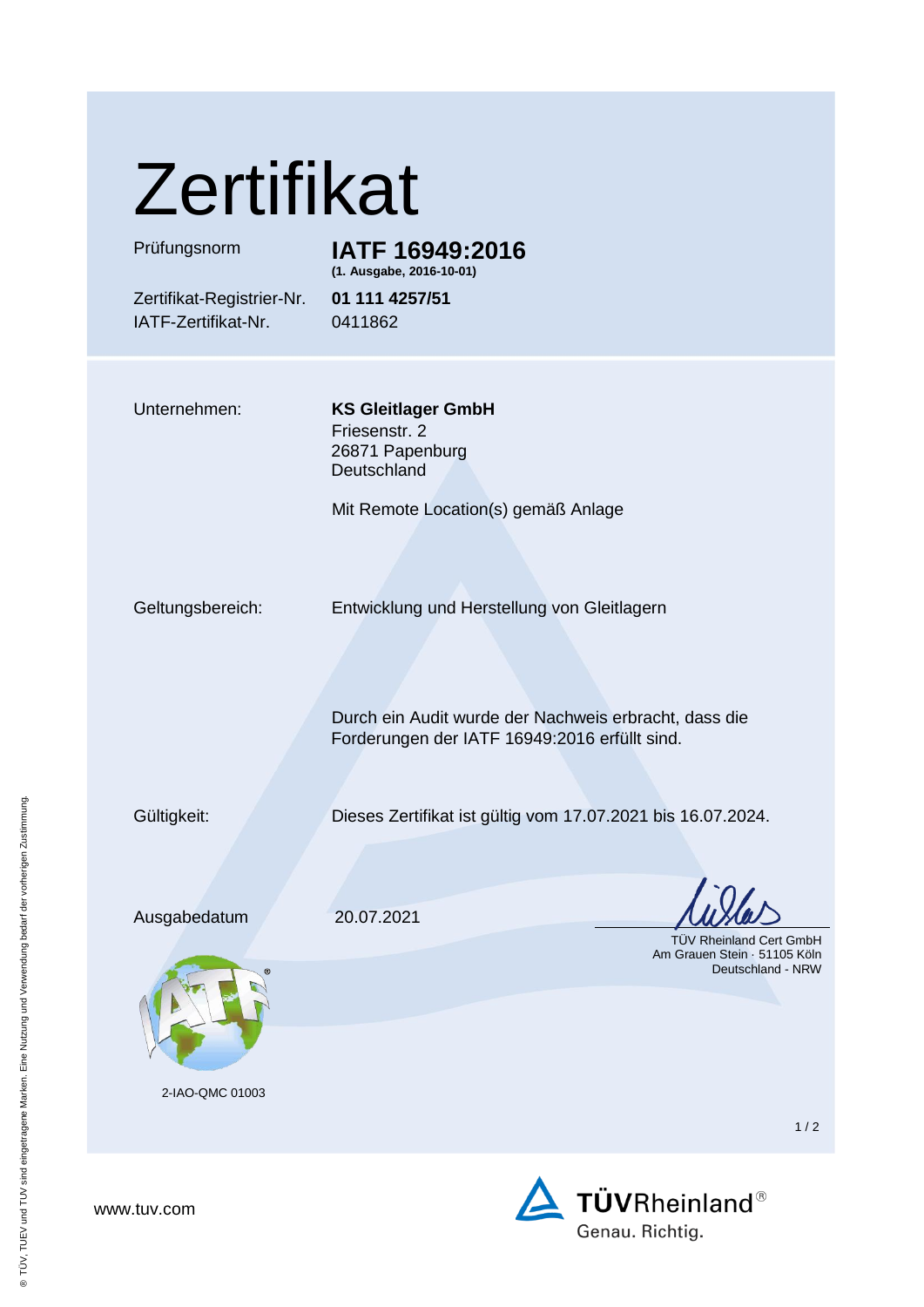# Zertifikat

| | |
|---|---|
| Prüfungsnorm | **IATF 16949:2016** **(1. Ausgabe, 2016-10-01)** |
| Zertifikat-Registrier-Nr. | **01 111 4257/51** |
| IATF-Zertifikat-Nr. | 0411862 |

Unternehmen: **KS Gleitlager GmbH**
Friesenstr. 2
26871 Papenburg
Deutschland

Mit Remote Location(s) gemäß Anlage

Geltungsbereich: Entwicklung und Herstellung von Gleitlagern

Durch ein Audit wurde der Nachweis erbracht, dass die Forderungen der IATF 16949:2016 erfüllt sind.

Gültigkeit: Dieses Zertifikat ist gültig vom 17.07.2021 bis 16.07.2024.

Ausgabedatum 20.07.2021

TÜV Rheinland Cert GmbH
Am Grauen Stein · 51105 Köln
Deutschland - NRW

2-IAO-QMC 01003

www.tuv.com

TÜVRheinland®
Genau. Richtig.

® TÜV, TUEV und TUV sind eingetragene Marken. Eine Nutzung und Verwendung bedarf der vorherigen Zustimmung.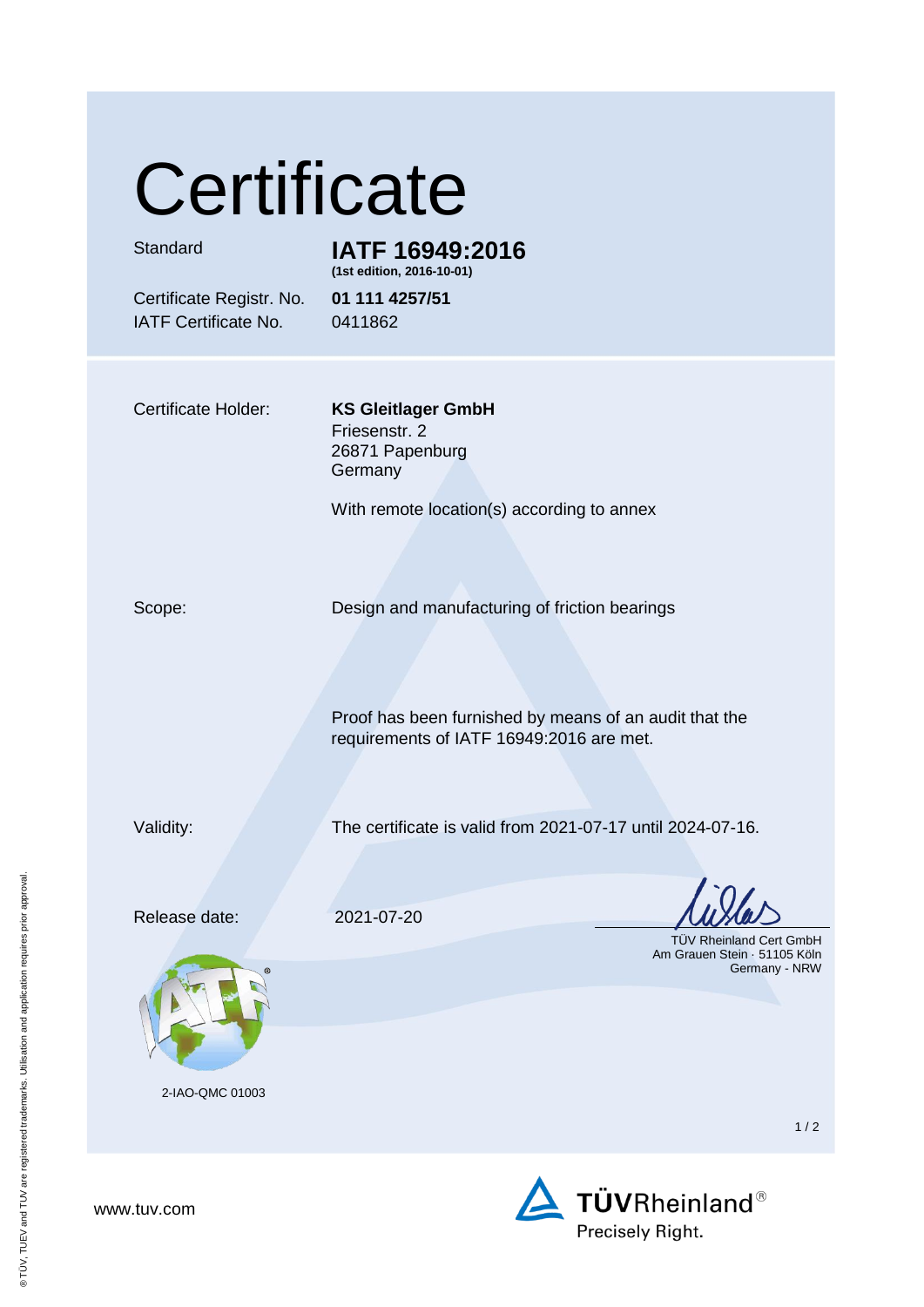# Certificate

| | |
|---|---|
| Standard | **IATF 16949:2016** **(1st edition, 2016-10-01)** |
| Certificate Registr. No. | **01 111 4257/51** |
| IATF Certificate No. | 0411862 |

| | |
|---|---|
| Certificate Holder: | **KS Gleitlager GmbH** Friesenstr. 2 26871 Papenburg Germany |
| | With remote location(s) according to annex |
| Scope: | Design and manufacturing of friction bearings |
| | Proof has been furnished by means of an audit that the requirements of IATF 16949:2016 are met. |
| Validity: | The certificate is valid from 2021-07-17 until 2024-07-16. |
| Release date: | 2021-07-20 |

TÜV Rheinland Cert GmbH
Am Grauen Stein · 51105 Köln
Germany - NRW

2-IAO-QMC 01003

www.tuv.com

TÜVRheinland®
Precisely Right.

® TÜV, TUEV and TUV are registered trademarks. Utilisation and application requires prior approval.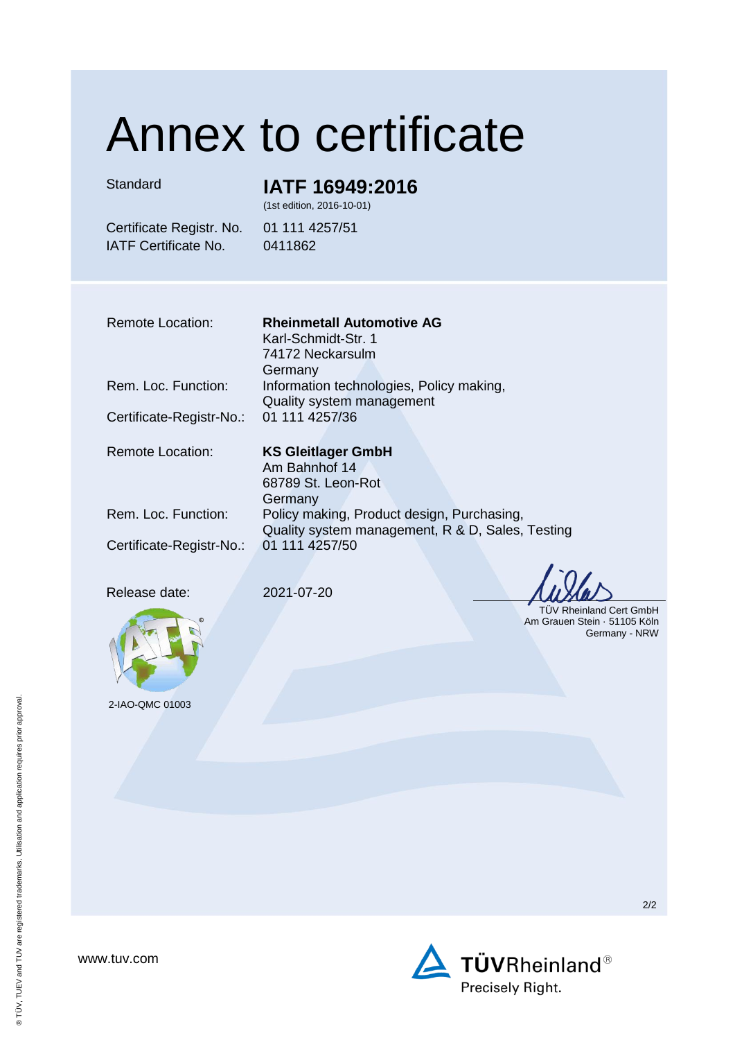# Annex to certificate

| | |
|---|---|
| Standard | **IATF 16949:2016** (1st edition, 2016-10-01) |
| Certificate Registr. No. | 01 111 4257/51 |
| IATF Certificate No. | 0411862 |

| | |
|---|---|
| Remote Location: | **Rheinmetall Automotive AG**<br>Karl-Schmidt-Str. 1<br>74172 Neckarsulm<br>Germany |
| Rem. Loc. Function: | Information technologies, Policy making, Quality system management |
| Certificate-Registr-No.: | 01 111 4257/36 |
| Remote Location: | **KS Gleitlager GmbH**<br>Am Bahnhof 14<br>68789 St. Leon-Rot<br>Germany |
| Rem. Loc. Function: | Policy making, Product design, Purchasing, Quality system management, R & D, Sales, Testing |
| Certificate-Registr-No.: | 01 111 4257/50 |

Release date: 2021-07-20

2-IAO-QMC 01003

TÜV Rheinland Cert GmbH
Am Grauen Stein · 51105 Köln
Germany - NRW

www.tuv.com

TÜVRheinland®
Precisely Right.

® TÜV, TUEV and TUV are registered trademarks. Utilisation and application requires prior approval.